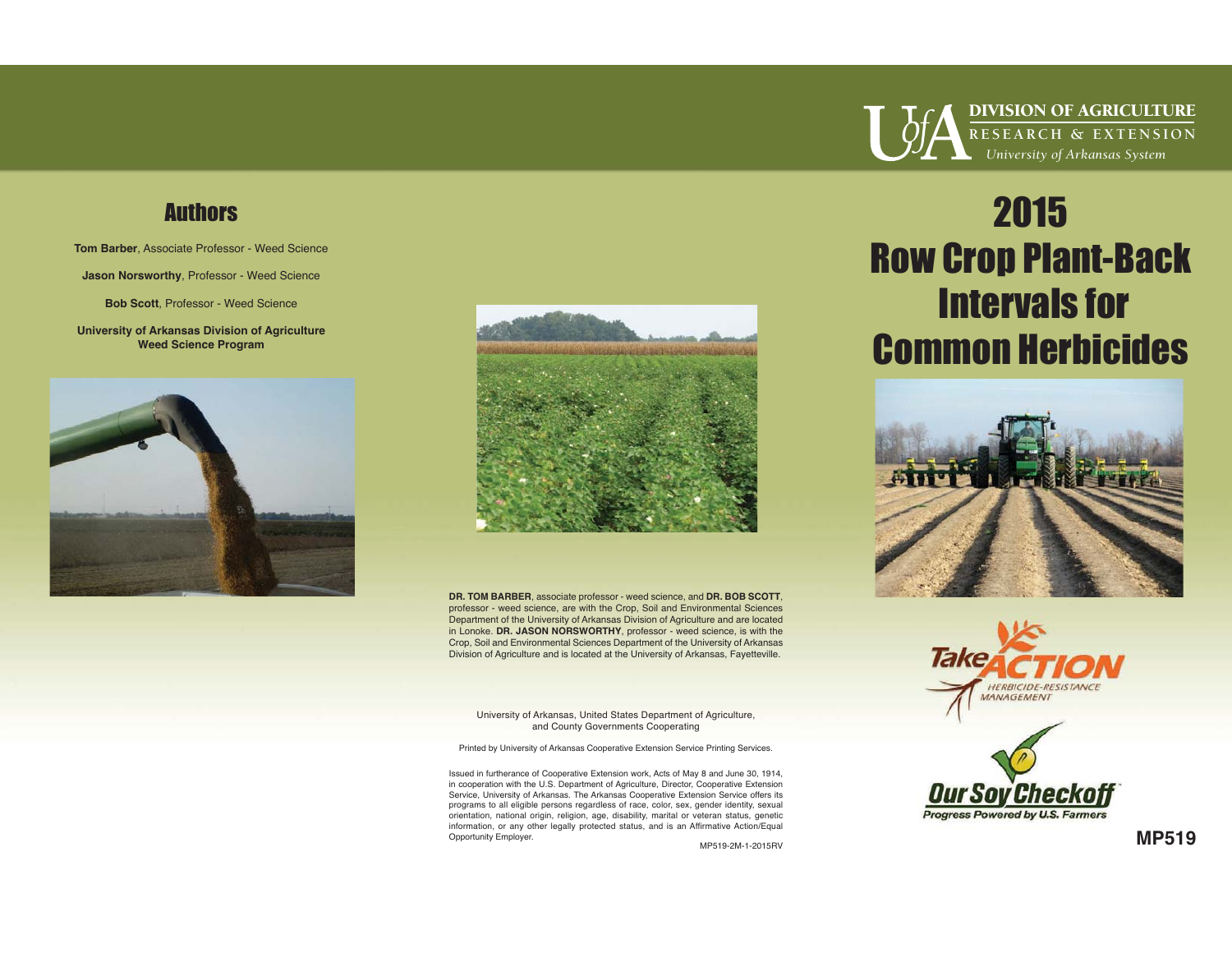DIVISION OF AGRICULTURE
RESEARCH & EXTENSION
*University of Arkansas System*

# 2015 Row Crop Plant-Back Intervals for Common Herbicides

## Authors

**Tom Barber**, Associate Professor - Weed Science

**Jason Norsworthy**, Professor - Weed Science

**Bob Scott**, Professor - Weed Science

**University of Arkansas Division of Agriculture Weed Science Program**

**DR. TOM BARBER**, associate professor - weed science, and **DR. BOB SCOTT**, professor - weed science, are with the Crop, Soil and Environmental Sciences Department of the University of Arkansas Division of Agriculture and are located in Lonoke. **DR. JASON NORSWORTHY**, professor - weed science, is with the Crop, Soil and Environmental Sciences Department of the University of Arkansas Division of Agriculture and is located at the University of Arkansas, Fayetteville.

University of Arkansas, United States Department of Agriculture, and County Governments Cooperating

Printed by University of Arkansas Cooperative Extension Service Printing Services.

Issued in furtherance of Cooperative Extension work, Acts of May 8 and June 30, 1914, in cooperation with the U.S. Department of Agriculture, Director, Cooperative Extension Service, University of Arkansas. The Arkansas Cooperative Extension Service offers its programs to all eligible persons regardless of race, color, sex, gender identity, sexual orientation, national origin, religion, age, disability, marital or veteran status, genetic information, or any other legally protected status, and is an Affirmative Action/Equal Opportunity Employer.

MP519-2M-1-2015RV

Take ACTION HERBICIDE-RESISTANCE MANAGEMENT

Our Soy Checkoff
Progress Powered by U.S. Farmers

**MP519**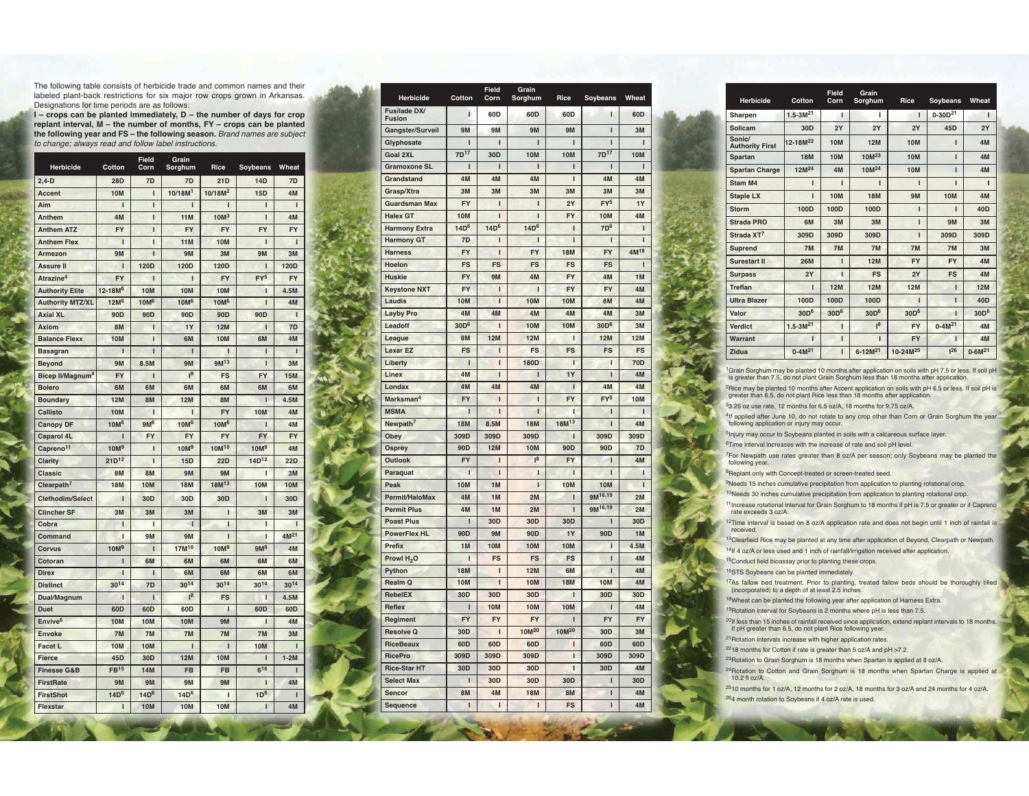The following table consists of herbicide trade and common names and their labeled plant-back restrictions for six major row crops grown in Arkansas. Designations for time periods are as follows:

**I – crops can be planted immediately, D – the number of days for crop replant interval, M – the number of months, FY – crops can be planted the following year and FS – the following season.** *Brand names are subject to change; always read and follow label instructions.*

| Herbicide | Cotton | Field Corn | Grain Sorghum | Rice | Soybeans | Wheat |
|---|---|---|---|---|---|---|
| 2,4-D | 28D | 7D | 7D | 21D | 14D | 7D |
| Accent | 10M | I | 10/18M[1] | 10/18M[2] | 15D | 4M |
| Aim | I | I | I | I | I | I |
| Anthem | 4M | I | 11M | 10M[3] | I | 4M |
| Anthem ATZ | FY | I | FY | FY | FY | FY |
| Anthem Flex | I | I | 11M | 10M | I | I |
| Armezon | 9M | I | 9M | 3M | 9M | 3M |
| Assure II | I | 120D | 120D | 120D | I | 120D |
| Atrazine[4] | FY | I | I | FY | FY[5] | FY |
| Authority Elite | 12-18M[6] | 10M | 10M | 10M | I | 4.5M |
| Authority MTZ/XL | 12M[6] | 10M[6] | 10M[6] | 10M[6] | I | 4M |
| Axial XL | 90D | 90D | 90D | 90D | 90D | I |
| Axiom | 8M | I | 1Y | 12M | I | 7D |
| Balance Flexx | 10M | I | 6M | 10M | 6M | 4M |
| Basagran | I | I | I | I | I | I |
| Beyond | 9M | 8.5M | 9M | 9M[13] | I | 3M |
| Bicep II/Magnum[4] | FY | I | I[8] | FS | FY | 15M |
| Bolero | 6M | 6M | 6M | 6M | 6M | 6M |
| Boundary | 12M | 8M | 12M | 8M | I | 4.5M |
| Callisto | 10M | I | I | FY | 10M | 4M |
| Canopy DF | 10M[6] | 9M[6] | 10M[6] | 10M[6] | I | 4M |
| Caparol 4L | I | FY | FY | FY | FY | FY |
| Capreno[11] | 10M[9] | I | 10M[9] | 10M[10] | 10M[9] | 4M |
| Clarity | 21D[12] | I | 15D | 22D | 14D[12] | 22D |
| Classic | 8M | 8M | 9M | 9M | I | 3M |
| Clearpath[7] | 18M | 10M | 18M | 18M[13] | 10M | 10M |
| Clethodim/Select | I | 30D | 30D | 30D | I | 30D |
| Clincher SF | 3M | 3M | 3M | I | 3M | 3M |
| Cobra | I | I | I | I | I | I |
| Command | I | 9M | 9M | I | I | 4M[21] |
| Corvus | 10M[9] | I | 17M[10] | 10M[9] | 9M[9] | 4M |
| Cotoran | I | 6M | 6M | 6M | 6M | 6M |
| Direx | I | I | 6M | 6M | 6M | 6M |
| Distinct | 30[14] | 7D | 30[14] | 30[14] | 30[14] | 30[14] |
| Dual/Magnum | I | I | I[8] | FS | I | 4.5M |
| Duet | 60D | 60D | 60D | I | 60D | 60D |
| Envive[6] | 10M | 10M | 10M | 9M | I | 4M |
| Envoke | 7M | 7M | 7M | 7M | 7M | 3M |
| Facet L | 10M | 10M | I | I | 10M | I |
| Fierce | 45D | 30D | 12M | 10M | I | 1-2M |
| Finesse G&B | FB[15] | 14M | FB | FB | 6[16] | I |
| FirstRate | 9M | 9M | 9M | 9M | I | 4M |
| FirstShot | 14D[6] | 14D[6] | 14D[6] | I | 1D[6] | I |
| Flexstar | I | 10M | 10M | 10M | I | 4M |
| Fusilade DX/ Fusion | I | 60D | 60D | 60D | I | 60D |
| Gangster/Surveil | 9M | 9M | 9M | 9M | I | 3M |
| Glyphosate | I | I | I | I | I | I |
| Goal 2XL | 7D[17] | 30D | 10M | 10M | 7D[17] | 10M |
| Gramoxone SL | I | I | I | I | I | I |
| Grandstand | 4M | 4M | 4M | I | 4M | 4M |
| Grasp/Xtra | 3M | 3M | 3M | 3M | 3M | 3M |
| Guardsman Max | FY | I | I | 2Y | FY[5] | 1Y |
| Halex GT | 10M | I | I | FY | 10M | 4M |
| Harmony Extra | 14D[6] | 14D[6] | 14D[6] | I | 7D[6] | I |
| Harmony GT | 7D | I | I | I | I | I |
| Harness | FY | I | FY | 18M | FY | 4M[18] |
| Hoelon | FS | FS | FS | FS | FS | I |
| Huskie | FY | 9M | 4M | FY | 4M | 1M |
| Keystone NXT | FY | I | I | FY | FY | 4M |
| Laudis | 10M | I | 10M | 10M | 8M | 4M |
| Layby Pro | 4M | 4M | 4M | 4M | 4M | 3M |
| Leadoff | 30D[6] | I | 10M | 10M | 30D[6] | 3M |
| League | 8M | 12M | 12M | I | 12M | 12M |
| Lexar EZ | FS | I | FS | FS | FS | FS |
| Liberty | I | I | 180D | I | I | 70D |
| Linex | 4M | I | I | 1Y | I | 4M |
| Londax | 4M | 4M | 4M | I | 4M | 4M |
| Marksman[4] | FY | I | I | FY | FY[5] | 10M |
| MSMA | I | I | I | I | I | I |
| Newpath[7] | 18M | 8.5M | 18M | 18M[13] | I | 4M |
| Obey | 309D | 309D | 309D | I | 309D | 309D |
| Osprey | 90D | 12M | 10M | 90D | 90D | 7D |
| Outlook | FY | I | I[8] | FY | I | 4M |
| Paraquat | I | I | I | I | I | I |
| Peak | 10M | 1M | I | 10M | 10M | I |
| Permit/HaloMax | 4M | 1M | 2M | I | 9M[16,19] | 2M |
| Permit Plus | 4M | 1M | 2M | I | 9M[16,19] | 2M |
| Poast Plus | I | 30D | 30D | 30D | I | 30D |
| PowerFlex HL | 90D | 9M | 90D | 1Y | 90D | 1M |
| Prefix | 1M | 10M | 10M | 10M | I | 4.5M |
| Prowl $H_2O$ | I | FS | FS | FS | I | 4M |
| Python | 18M | I | 12M | 6M | I | 4M |
| Realm Q | 10M | I | 10M | 18M | 10M | 4M |
| RebelEX | 30D | 30D | 30D | I | 30D | 30D |
| Reflex | I | 10M | 10M | 10M | I | 4M |
| Regiment | FY | FY | FY | I | FY | FY |
| Resolve Q | 30D | I | 10M[20] | 10M[20] | 30D | 3M |
| RiceBeaux | 60D | 60D | 60D | I | 60D | 60D |
| RicePro | 309D | 309D | 309D | I | 309D | 309D |
| Rice-Star HT | 30D | 30D | 30D | I | 30D | 4M |
| Select Max | I | 30D | 30D | 30D | I | 30D |
| Sencor | 8M | 4M | 18M | 8M | I | 4M |
| Sequence | I | I | I | FS | I | 4M |
| Sharpen | 1.5-3M[21] | I | I | I | 0-30D[21] | I |
| Solicam | 30D | 2Y | 2Y | 2Y | 45D | 2Y |
| Sonic/ Authority First | 12-18M[22] | 10M | 12M | 10M | I | 4M |
| Spartan | 18M | 10M | 10M[23] | 10M | I | 4M |
| Spartan Charge | 12M[24] | 4M | 10M[24] | 10M | I | 4M |
| Stam M4 | I | I | I | I | I | I |
| Staple LX | I | 10M | 18M | 9M | 10M | 4M |
| Storm | 100D | 100D | 100D | I | I | 40D |
| Strada PRO | 6M | 3M | 3M | I | 9M | 3M |
| Strada XT[7] | 309D | 309D | 309D | I | 309D | 309D |
| Suprend | 7M | 7M | 7M | 7M | 7M | 3M |
| Surestart II | 26M | I | 12M | FY | FY | 4M |
| Surpass | 2Y | I | FS | 2Y | FS | 4M |
| Treflan | I | 12M | 12M | 12M | I | 12M |
| Ultra Blazer | 100D | 100D | 100D | I | I | 40D |
| Valor | 30D[6] | 30D[6] | 30D[6] | 30D[6] | I | 30D[6] |
| Verdict | 1.5-3M[21] | I | I[8] | FY | 0-4M[21] | 4M |
| Warrant | I | I | I | FY | I | 4M |
| Zidua | 0-4M[21] | I | 6-12M[21] | 10-24M[25] | I[26] | 0-6M[21] |

[1]Grain Sorghum may be planted 10 months after application on soils with pH 7.5 or less. If soil pH is greater than 7.5, do not plant Grain Sorghum less than 18 months after application.

[2]Rice may be planted 10 months after Accent application on soils with pH 6.5 or less. If soil pH is greater than 6.5, do not plant Rice less than 18 months after application.

[3]3.25 oz use rate, 12 months for 6.5 oz/A, 18 months for 9.75 oz/A.

[4]If applied after June 10, do not rotate to any crop other than Corn or Grain Sorghum the year following application or injury may occur.

[5]Injury may occur to Soybeans planted in soils with a calcareous surface layer.

[6]Time interval increases with the increase of rate and soil pH level.

[7]For Newpath use rates greater than 8 oz/A per season; only Soybeans may be planted the following year.

[8]Replant only with Concept-treated or screen-treated seed.

[9]Needs 15 inches cumulative precipitation from application to planting rotational crop.

[10]Needs 30 inches cumulative precipitation from application to planting rotational crop.

[11]Increase rotational interval for Grain Sorghum to 18 months if pH is 7.5 or greater or if Capreno rate exceeds 3 oz/A.

[12]Time interval is based on 8 oz/A application rate and does not begin until 1 inch of rainfall is received.

[13]Clearfield Rice may be planted at any time after application of Beyond, Clearpath or Newpath.

[14]If 4 oz/A or less used and 1 inch of rainfall/irrigation received after application.

[15]Conduct field bioassay prior to planting these crops.

[16]STS Soybeans can be planted immediately.

[17]As fallow bed treatment. Prior to planting, treated fallow beds should be thoroughly tilled (incorporated) to a depth of at least 2.5 inches.

[18]Wheat can be planted the following year after application of Harness Extra.

[19]Rotation interval for Soybeans is 2 months where pH is less than 7.5.

[20]If less than 15 inches of rainfall received since application, extend replant intervals to 18 months. If pH greater than 6.5, do not plant Rice following year.

[21]Rotation intervals increase with higher application rates.

[22]18 months for Cotton if rate is greater than 5 oz/A and pH >7.2.

[23]Rotation to Grain Sorghum is 18 months when Spartan is applied at 8 oz/A.

[24]Rotation to Cotton and Grain Sorghum is 18 months when Spartan Charge is applied at 10.2 fl oz/A.

[25]10 months for 1 oz/A, 12 months for 2 oz/A, 18 months for 3 oz/A and 24 months for 4 oz/A.

[26]4 month rotation to Soybeans if 4 oz/A rate is used.